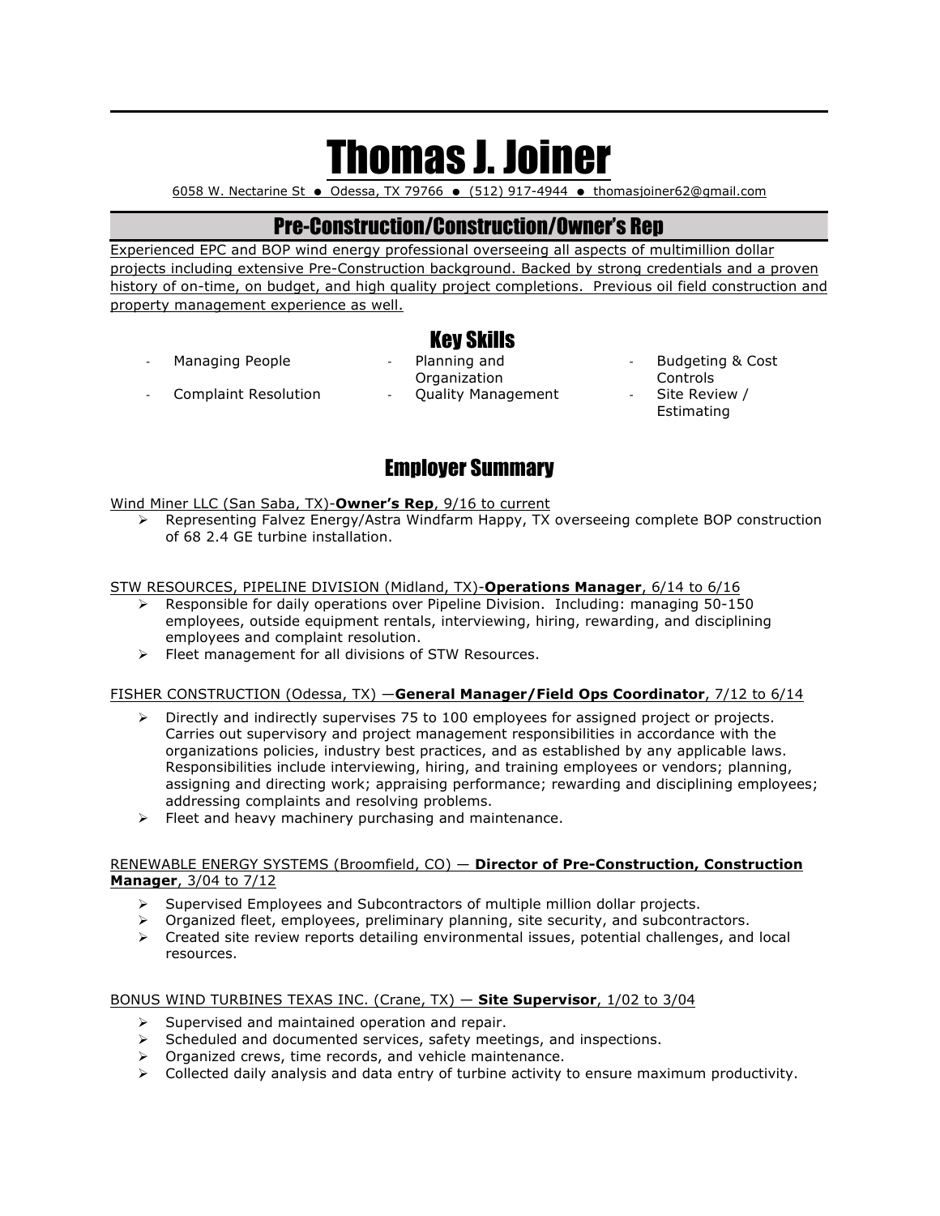# Thomas J. Joiner

6058 W. Nectarine St ● Odessa, TX 79766 ● (512) 917-4944 ● thomasjoiner62@gmail.com

## Pre-Construction/Construction/Owner's Rep

Experienced EPC and BOP wind energy professional overseeing all aspects of multimillion dollar projects including extensive Pre-Construction background. Backed by strong credentials and a proven history of on-time, on budget, and high quality project completions. Previous oil field construction and property management experience as well.

## Key Skills

- Managing People
- Complaint Resolution
- Planning and Organization
- Quality Management
- Budgeting & Cost Controls
- Site Review / Estimating

## Employer Summary

Wind Miner LLC (San Saba, TX)-**Owner's Rep**, 9/16 to current

- Representing Falvez Energy/Astra Windfarm Happy, TX overseeing complete BOP construction of 68 2.4 GE turbine installation.

STW RESOURCES, PIPELINE DIVISION (Midland, TX)-**Operations Manager**, 6/14 to 6/16

- Responsible for daily operations over Pipeline Division. Including: managing 50-150 employees, outside equipment rentals, interviewing, hiring, rewarding, and disciplining employees and complaint resolution.
- Fleet management for all divisions of STW Resources.

FISHER CONSTRUCTION (Odessa, TX) —**General Manager/Field Ops Coordinator**, 7/12 to 6/14

- Directly and indirectly supervises 75 to 100 employees for assigned project or projects. Carries out supervisory and project management responsibilities in accordance with the organizations policies, industry best practices, and as established by any applicable laws. Responsibilities include interviewing, hiring, and training employees or vendors; planning, assigning and directing work; appraising performance; rewarding and disciplining employees; addressing complaints and resolving problems.
- Fleet and heavy machinery purchasing and maintenance.

RENEWABLE ENERGY SYSTEMS (Broomfield, CO) — **Director of Pre-Construction, Construction Manager**, 3/04 to 7/12

- Supervised Employees and Subcontractors of multiple million dollar projects.
- Organized fleet, employees, preliminary planning, site security, and subcontractors.
- Created site review reports detailing environmental issues, potential challenges, and local resources.

BONUS WIND TURBINES TEXAS INC. (Crane, TX) — **Site Supervisor**, 1/02 to 3/04

- Supervised and maintained operation and repair.
- Scheduled and documented services, safety meetings, and inspections.
- Organized crews, time records, and vehicle maintenance.
- Collected daily analysis and data entry of turbine activity to ensure maximum productivity.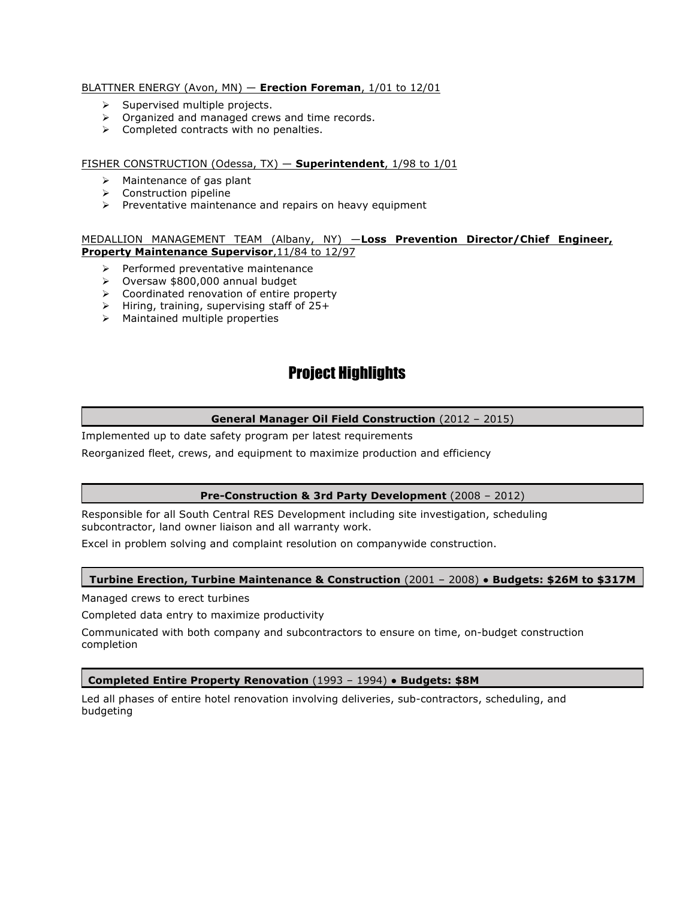BLATTNER ENERGY (Avon, MN) — **Erection Foreman**, 1/01 to 12/01

- Supervised multiple projects.
- Organized and managed crews and time records.
- Completed contracts with no penalties.

FISHER CONSTRUCTION (Odessa, TX) — **Superintendent**, 1/98 to 1/01

- Maintenance of gas plant
- Construction pipeline
- Preventative maintenance and repairs on heavy equipment

MEDALLION MANAGEMENT TEAM (Albany, NY) —**Loss Prevention Director/Chief Engineer, Property Maintenance Supervisor**,11/84 to 12/97

- Performed preventative maintenance
- Oversaw $800,000 annual budget
- Coordinated renovation of entire property
- Hiring, training, supervising staff of 25+
- Maintained multiple properties

## Project Highlights

**General Manager Oil Field Construction** (2012 – 2015)

Implemented up to date safety program per latest requirements

Reorganized fleet, crews, and equipment to maximize production and efficiency

**Pre-Construction & 3rd Party Development** (2008 – 2012)

Responsible for all South Central RES Development including site investigation, scheduling subcontractor, land owner liaison and all warranty work.

Excel in problem solving and complaint resolution on companywide construction.

**Turbine Erection, Turbine Maintenance & Construction** (2001 – 2008) • **Budgets: $26M to $317M**

Managed crews to erect turbines

Completed data entry to maximize productivity

Communicated with both company and subcontractors to ensure on time, on-budget construction completion

**Completed Entire Property Renovation** (1993 – 1994) • **Budgets: $8M**

Led all phases of entire hotel renovation involving deliveries, sub-contractors, scheduling, and budgeting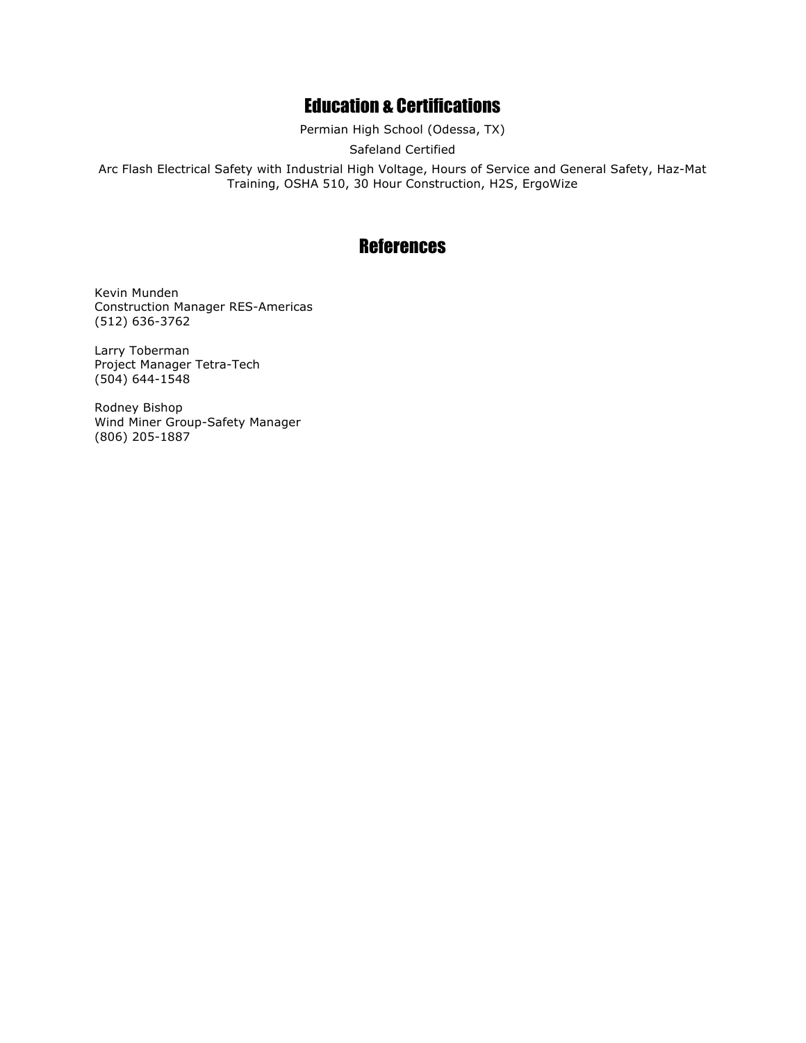## Education & Certifications

Permian High School (Odessa, TX)

Safeland Certified

Arc Flash Electrical Safety with Industrial High Voltage, Hours of Service and General Safety, Haz-Mat Training, OSHA 510, 30 Hour Construction, H2S, ErgoWize

## References

Kevin Munden
Construction Manager RES-Americas
(512) 636-3762

Larry Toberman
Project Manager Tetra-Tech
(504) 644-1548

Rodney Bishop
Wind Miner Group-Safety Manager
(806) 205-1887